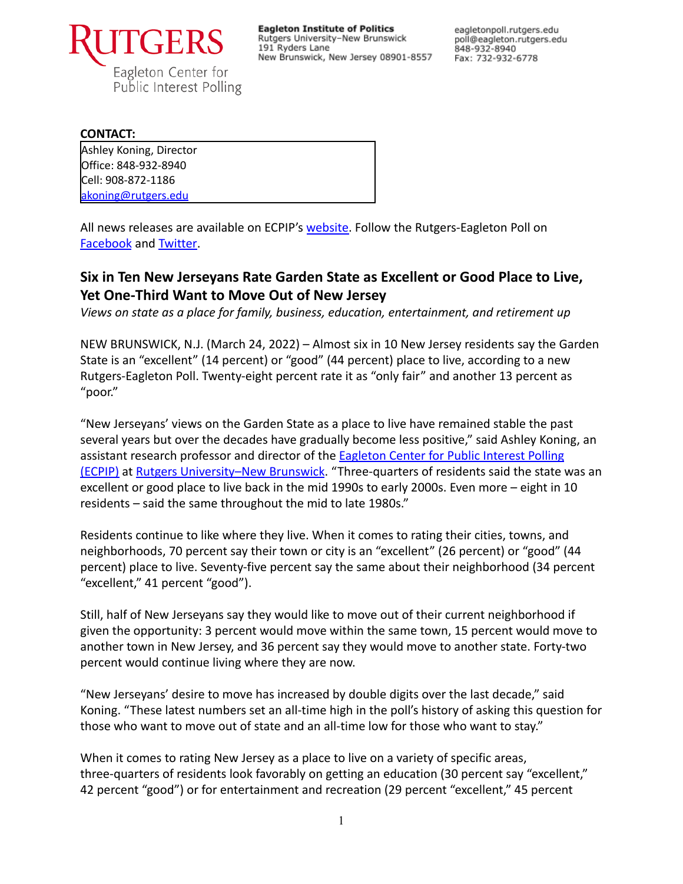**Rutgers Eagleton Center for Public Interest Polling**

**Eagleton Institute of Politics**
Rutgers University–New Brunswick
191 Ryders Lane
New Brunswick, New Jersey 08901-8557

eagletonpoll.rutgers.edu
poll@eagleton.rutgers.edu
848-932-8940
Fax: 732-932-6778

**CONTACT:**

Ashley Koning, Director
Office: 848-932-8940
Cell: 908-872-1186
akoning@rutgers.edu

All news releases are available on ECPIP's website. Follow the Rutgers-Eagleton Poll on Facebook and Twitter.

## Six in Ten New Jerseyans Rate Garden State as Excellent or Good Place to Live, Yet One-Third Want to Move Out of New Jersey

*Views on state as a place for family, business, education, entertainment, and retirement up*

NEW BRUNSWICK, N.J. (March 24, 2022) – Almost six in 10 New Jersey residents say the Garden State is an "excellent" (14 percent) or "good" (44 percent) place to live, according to a new Rutgers-Eagleton Poll. Twenty-eight percent rate it as "only fair" and another 13 percent as "poor."

"New Jerseyans' views on the Garden State as a place to live have remained stable the past several years but over the decades have gradually become less positive," said Ashley Koning, an assistant research professor and director of the Eagleton Center for Public Interest Polling (ECPIP) at Rutgers University–New Brunswick. "Three-quarters of residents said the state was an excellent or good place to live back in the mid 1990s to early 2000s. Even more – eight in 10 residents – said the same throughout the mid to late 1980s."

Residents continue to like where they live. When it comes to rating their cities, towns, and neighborhoods, 70 percent say their town or city is an "excellent" (26 percent) or "good" (44 percent) place to live. Seventy-five percent say the same about their neighborhood (34 percent "excellent," 41 percent "good").

Still, half of New Jerseyans say they would like to move out of their current neighborhood if given the opportunity: 3 percent would move within the same town, 15 percent would move to another town in New Jersey, and 36 percent say they would move to another state. Forty-two percent would continue living where they are now.

"New Jerseyans' desire to move has increased by double digits over the last decade," said Koning. "These latest numbers set an all-time high in the poll's history of asking this question for those who want to move out of state and an all-time low for those who want to stay."

When it comes to rating New Jersey as a place to live on a variety of specific areas, three-quarters of residents look favorably on getting an education (30 percent say "excellent," 42 percent "good") or for entertainment and recreation (29 percent "excellent," 45 percent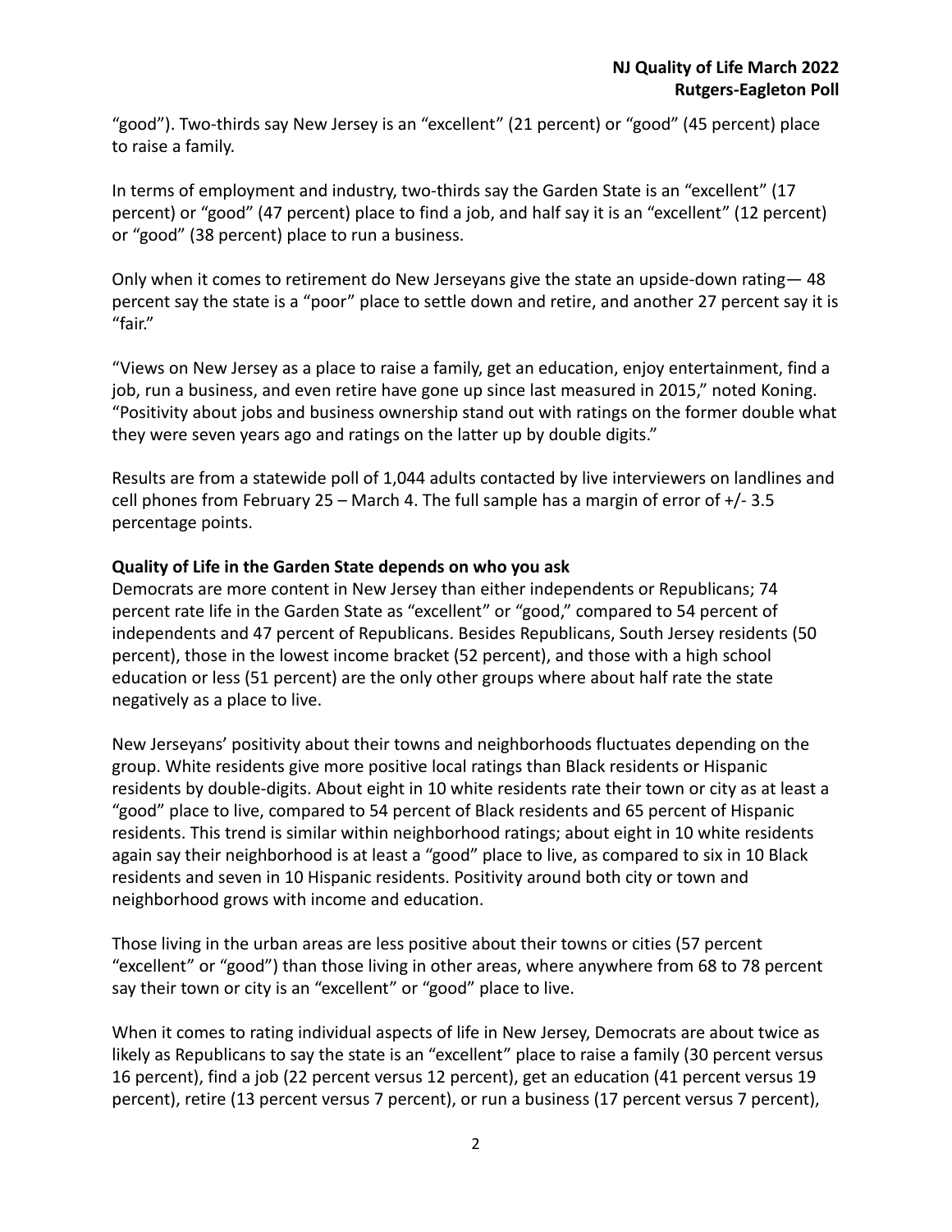"good"). Two-thirds say New Jersey is an "excellent" (21 percent) or "good" (45 percent) place to raise a family.

In terms of employment and industry, two-thirds say the Garden State is an "excellent" (17 percent) or "good" (47 percent) place to find a job, and half say it is an "excellent" (12 percent) or "good" (38 percent) place to run a business.

Only when it comes to retirement do New Jerseyans give the state an upside-down rating— 48 percent say the state is a "poor" place to settle down and retire, and another 27 percent say it is "fair."

"Views on New Jersey as a place to raise a family, get an education, enjoy entertainment, find a job, run a business, and even retire have gone up since last measured in 2015," noted Koning. "Positivity about jobs and business ownership stand out with ratings on the former double what they were seven years ago and ratings on the latter up by double digits."

Results are from a statewide poll of 1,044 adults contacted by live interviewers on landlines and cell phones from February 25 – March 4. The full sample has a margin of error of +/- 3.5 percentage points.

**Quality of Life in the Garden State depends on who you ask**

Democrats are more content in New Jersey than either independents or Republicans; 74 percent rate life in the Garden State as "excellent" or "good," compared to 54 percent of independents and 47 percent of Republicans. Besides Republicans, South Jersey residents (50 percent), those in the lowest income bracket (52 percent), and those with a high school education or less (51 percent) are the only other groups where about half rate the state negatively as a place to live.

New Jerseyans' positivity about their towns and neighborhoods fluctuates depending on the group. White residents give more positive local ratings than Black residents or Hispanic residents by double-digits. About eight in 10 white residents rate their town or city as at least a "good" place to live, compared to 54 percent of Black residents and 65 percent of Hispanic residents. This trend is similar within neighborhood ratings; about eight in 10 white residents again say their neighborhood is at least a "good" place to live, as compared to six in 10 Black residents and seven in 10 Hispanic residents. Positivity around both city or town and neighborhood grows with income and education.

Those living in the urban areas are less positive about their towns or cities (57 percent "excellent" or "good") than those living in other areas, where anywhere from 68 to 78 percent say their town or city is an "excellent" or "good" place to live.

When it comes to rating individual aspects of life in New Jersey, Democrats are about twice as likely as Republicans to say the state is an "excellent" place to raise a family (30 percent versus 16 percent), find a job (22 percent versus 12 percent), get an education (41 percent versus 19 percent), retire (13 percent versus 7 percent), or run a business (17 percent versus 7 percent),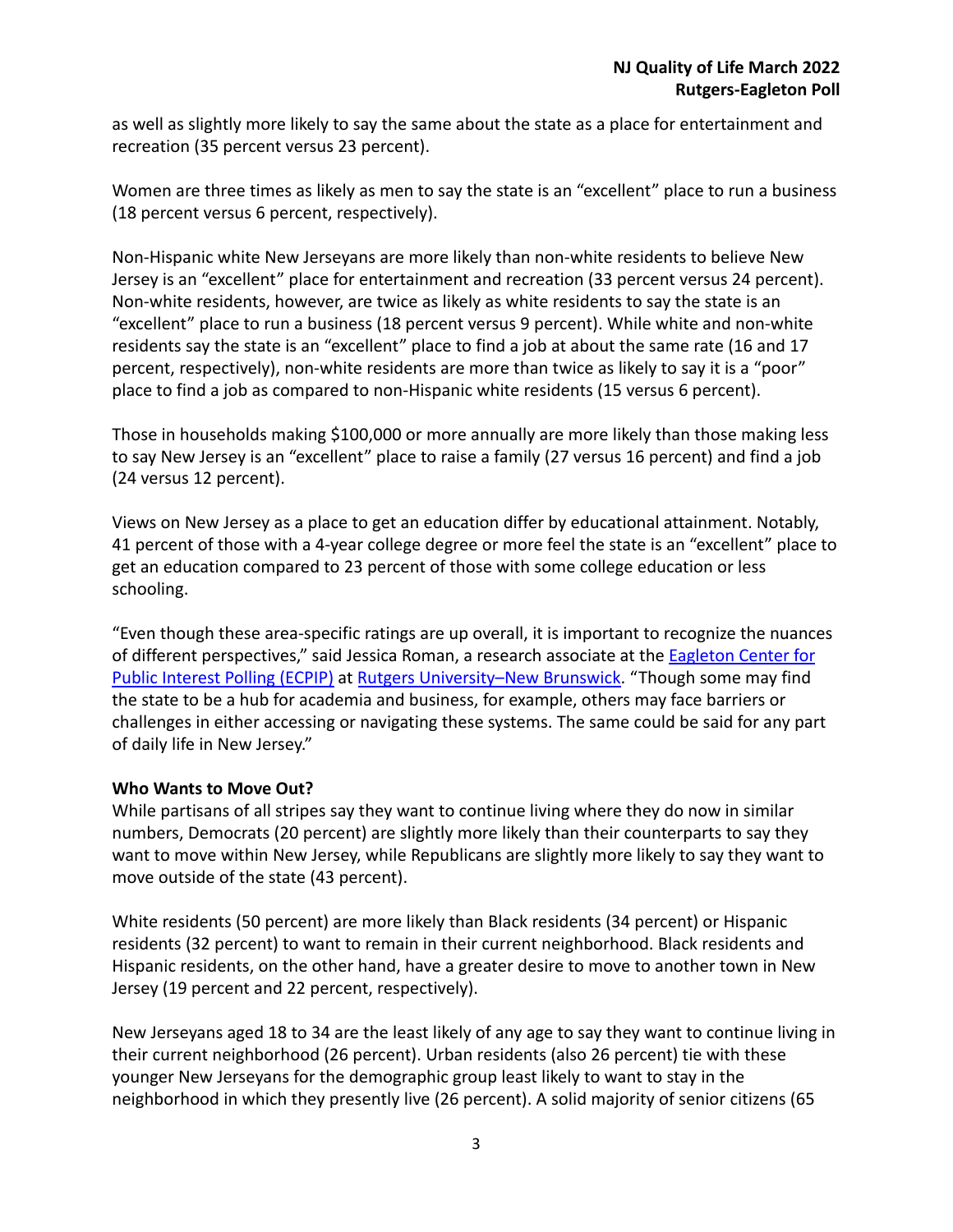as well as slightly more likely to say the same about the state as a place for entertainment and recreation (35 percent versus 23 percent).

Women are three times as likely as men to say the state is an "excellent" place to run a business (18 percent versus 6 percent, respectively).

Non-Hispanic white New Jerseyans are more likely than non-white residents to believe New Jersey is an "excellent" place for entertainment and recreation (33 percent versus 24 percent). Non-white residents, however, are twice as likely as white residents to say the state is an "excellent" place to run a business (18 percent versus 9 percent). While white and non-white residents say the state is an "excellent" place to find a job at about the same rate (16 and 17 percent, respectively), non-white residents are more than twice as likely to say it is a "poor" place to find a job as compared to non-Hispanic white residents (15 versus 6 percent).

Those in households making $100,000 or more annually are more likely than those making less to say New Jersey is an "excellent" place to raise a family (27 versus 16 percent) and find a job (24 versus 12 percent).

Views on New Jersey as a place to get an education differ by educational attainment. Notably, 41 percent of those with a 4-year college degree or more feel the state is an "excellent" place to get an education compared to 23 percent of those with some college education or less schooling.

"Even though these area-specific ratings are up overall, it is important to recognize the nuances of different perspectives," said Jessica Roman, a research associate at the [Eagleton Center for Public Interest Polling (ECPIP)](#) at [Rutgers University–New Brunswick](#). "Though some may find the state to be a hub for academia and business, for example, others may face barriers or challenges in either accessing or navigating these systems. The same could be said for any part of daily life in New Jersey."

**Who Wants to Move Out?**

While partisans of all stripes say they want to continue living where they do now in similar numbers, Democrats (20 percent) are slightly more likely than their counterparts to say they want to move within New Jersey, while Republicans are slightly more likely to say they want to move outside of the state (43 percent).

White residents (50 percent) are more likely than Black residents (34 percent) or Hispanic residents (32 percent) to want to remain in their current neighborhood. Black residents and Hispanic residents, on the other hand, have a greater desire to move to another town in New Jersey (19 percent and 22 percent, respectively).

New Jerseyans aged 18 to 34 are the least likely of any age to say they want to continue living in their current neighborhood (26 percent). Urban residents (also 26 percent) tie with these younger New Jerseyans for the demographic group least likely to want to stay in the neighborhood in which they presently live (26 percent). A solid majority of senior citizens (65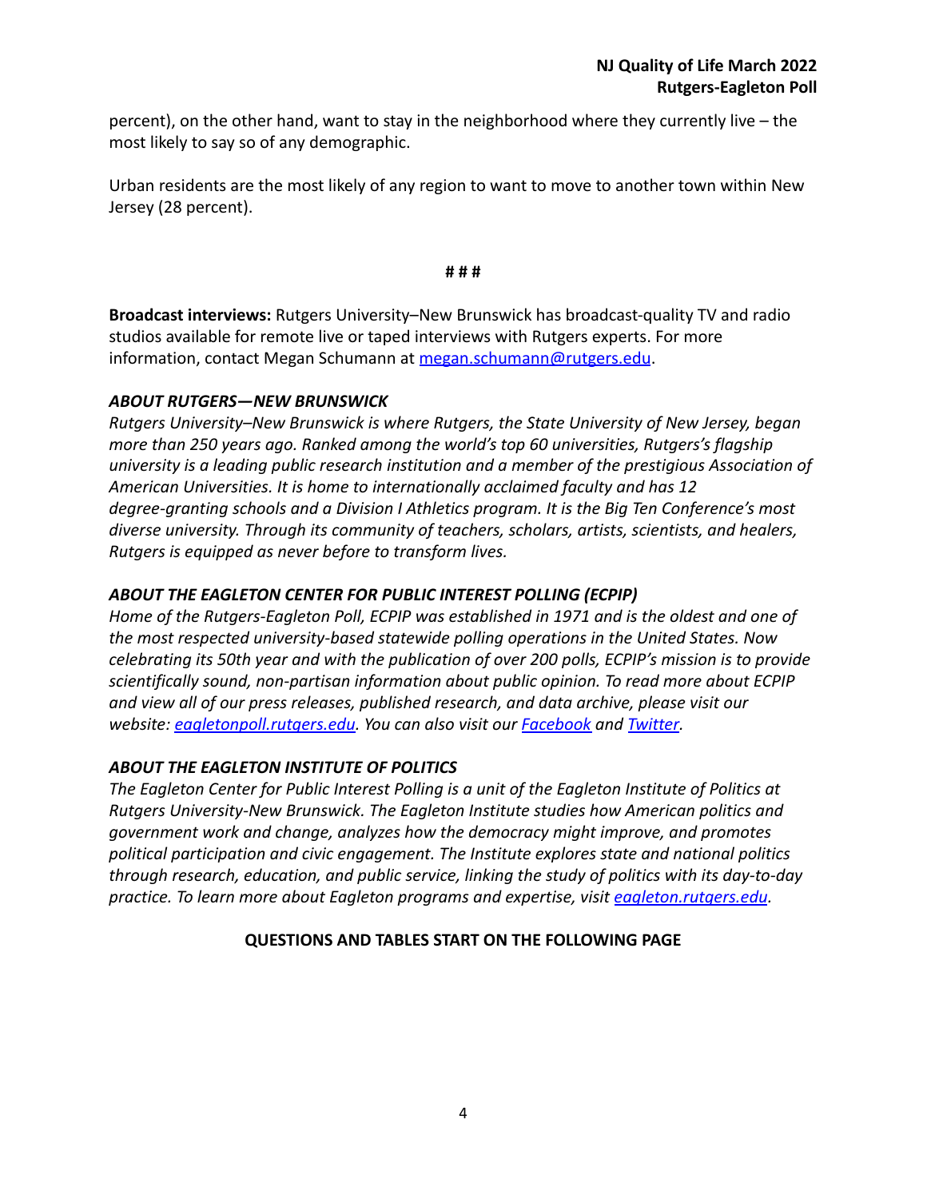percent), on the other hand, want to stay in the neighborhood where they currently live – the most likely to say so of any demographic.

Urban residents are the most likely of any region to want to move to another town within New Jersey (28 percent).

**# # #**

**Broadcast interviews:** Rutgers University–New Brunswick has broadcast-quality TV and radio studios available for remote live or taped interviews with Rutgers experts. For more information, contact Megan Schumann at megan.schumann@rutgers.edu.

### *ABOUT RUTGERS—NEW BRUNSWICK*

*Rutgers University–New Brunswick is where Rutgers, the State University of New Jersey, began more than 250 years ago. Ranked among the world's top 60 universities, Rutgers's flagship university is a leading public research institution and a member of the prestigious Association of American Universities. It is home to internationally acclaimed faculty and has 12 degree-granting schools and a Division I Athletics program. It is the Big Ten Conference's most diverse university. Through its community of teachers, scholars, artists, scientists, and healers, Rutgers is equipped as never before to transform lives.*

### *ABOUT THE EAGLETON CENTER FOR PUBLIC INTEREST POLLING (ECPIP)*

*Home of the Rutgers-Eagleton Poll, ECPIP was established in 1971 and is the oldest and one of the most respected university-based statewide polling operations in the United States. Now celebrating its 50th year and with the publication of over 200 polls, ECPIP's mission is to provide scientifically sound, non-partisan information about public opinion. To read more about ECPIP and view all of our press releases, published research, and data archive, please visit our website: eagletonpoll.rutgers.edu. You can also visit our Facebook and Twitter.*

### *ABOUT THE EAGLETON INSTITUTE OF POLITICS*

*The Eagleton Center for Public Interest Polling is a unit of the Eagleton Institute of Politics at Rutgers University-New Brunswick. The Eagleton Institute studies how American politics and government work and change, analyzes how the democracy might improve, and promotes political participation and civic engagement. The Institute explores state and national politics through research, education, and public service, linking the study of politics with its day-to-day practice. To learn more about Eagleton programs and expertise, visit eagleton.rutgers.edu.*

**QUESTIONS AND TABLES START ON THE FOLLOWING PAGE**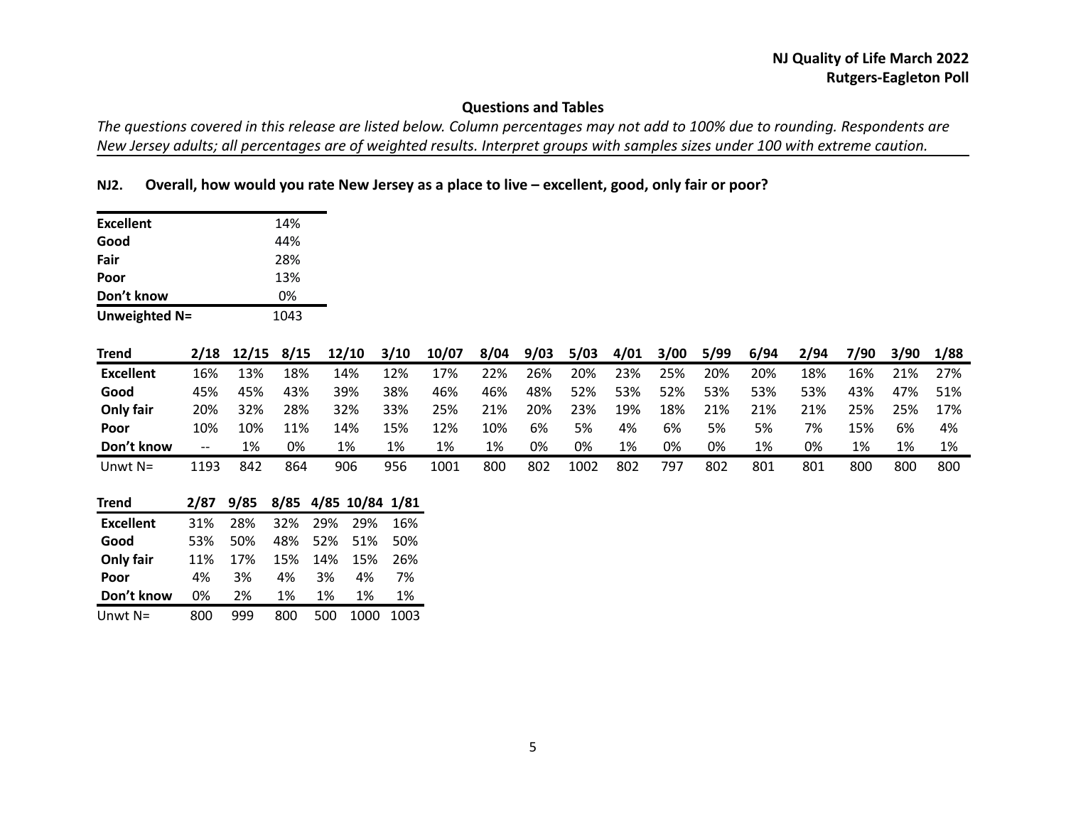## Questions and Tables

*The questions covered in this release are listed below. Column percentages may not add to 100% due to rounding. Respondents are New Jersey adults; all percentages are of weighted results. Interpret groups with samples sizes under 100 with extreme caution.*

### NJ2. Overall, how would you rate New Jersey as a place to live – excellent, good, only fair or poor?

| | |
|---|---|
| **Excellent** | 14% |
| **Good** | 44% |
| **Fair** | 28% |
| **Poor** | 13% |
| **Don't know** | 0% |
| **Unweighted N=** | 1043 |

| Trend | 2/18 | 12/15 | 8/15 | 12/10 | 3/10 | 10/07 | 8/04 | 9/03 | 5/03 | 4/01 | 3/00 | 5/99 | 6/94 | 2/94 | 7/90 | 3/90 | 1/88 |
|---|---|---|---|---|---|---|---|---|---|---|---|---|---|---|---|---|---|
| **Excellent** | 16% | 13% | 18% | 14% | 12% | 17% | 22% | 26% | 20% | 23% | 25% | 20% | 20% | 18% | 16% | 21% | 27% |
| **Good** | 45% | 45% | 43% | 39% | 38% | 46% | 46% | 48% | 52% | 53% | 52% | 53% | 53% | 53% | 43% | 47% | 51% |
| **Only fair** | 20% | 32% | 28% | 32% | 33% | 25% | 21% | 20% | 23% | 19% | 18% | 21% | 21% | 21% | 25% | 25% | 17% |
| **Poor** | 10% | 10% | 11% | 14% | 15% | 12% | 10% | 6% | 5% | 4% | 6% | 5% | 5% | 7% | 15% | 6% | 4% |
| **Don't know** | -- | 1% | 0% | 1% | 1% | 1% | 1% | 0% | 0% | 1% | 0% | 0% | 1% | 0% | 1% | 1% | 1% |
| Unwt N= | 1193 | 842 | 864 | 906 | 956 | 1001 | 800 | 802 | 1002 | 802 | 797 | 802 | 801 | 801 | 800 | 800 | 800 |

| Trend | 2/87 | 9/85 | 8/85 | 4/85 | 10/84 | 1/81 |
|---|---|---|---|---|---|---|
| **Excellent** | 31% | 28% | 32% | 29% | 29% | 16% |
| **Good** | 53% | 50% | 48% | 52% | 51% | 50% |
| **Only fair** | 11% | 17% | 15% | 14% | 15% | 26% |
| **Poor** | 4% | 3% | 4% | 3% | 4% | 7% |
| **Don't know** | 0% | 2% | 1% | 1% | 1% | 1% |
| Unwt N= | 800 | 999 | 800 | 500 | 1000 | 1003 |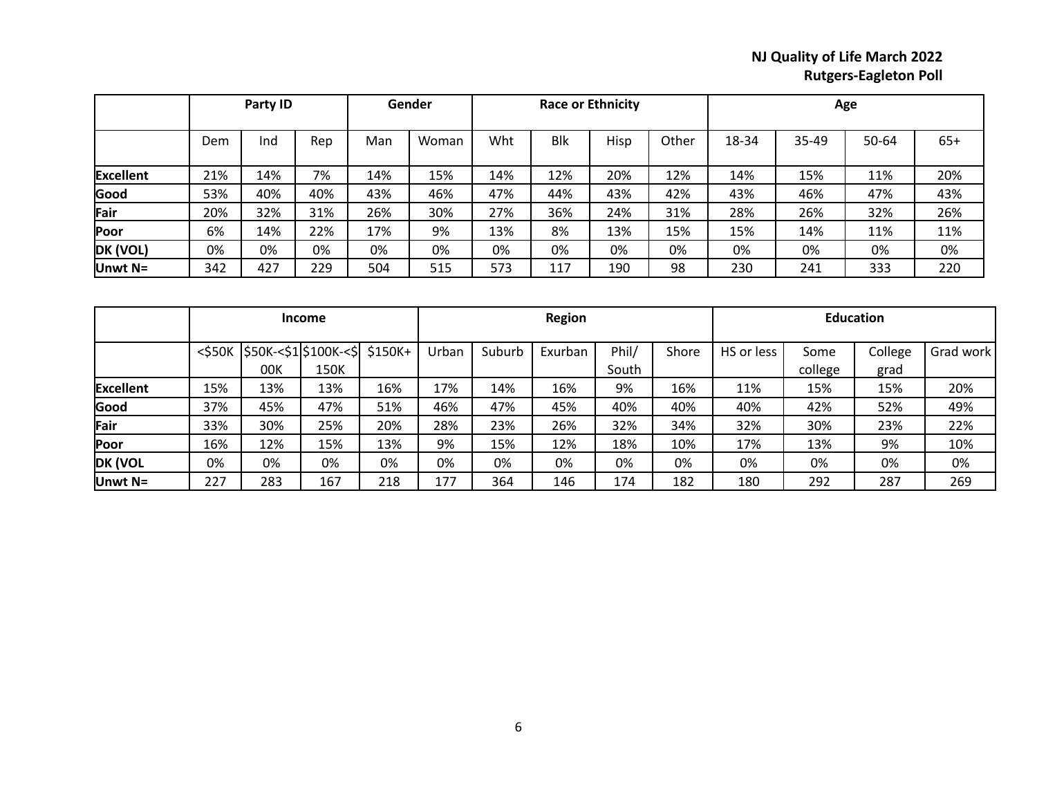**NJ Quality of Life March 2022**
**Rutgers-Eagleton Poll**

| | Party ID | | | Gender | | Race or Ethnicity | | | | Age | | | |
|---|---|---|---|---|---|---|---|---|---|---|---|---|---|
| | Dem | Ind | Rep | Man | Woman | Wht | Blk | Hisp | Other | 18-34 | 35-49 | 50-64 | 65+ |
| **Excellent** | 21% | 14% | 7% | 14% | 15% | 14% | 12% | 20% | 12% | 14% | 15% | 11% | 20% |
| **Good** | 53% | 40% | 40% | 43% | 46% | 47% | 44% | 43% | 42% | 43% | 46% | 47% | 43% |
| **Fair** | 20% | 32% | 31% | 26% | 30% | 27% | 36% | 24% | 31% | 28% | 26% | 32% | 26% |
| **Poor** | 6% | 14% | 22% | 17% | 9% | 13% | 8% | 13% | 15% | 15% | 14% | 11% | 11% |
| **DK (VOL)** | 0% | 0% | 0% | 0% | 0% | 0% | 0% | 0% | 0% | 0% | 0% | 0% | 0% |
| **Unwt N=** | 342 | 427 | 229 | 504 | 515 | 573 | 117 | 190 | 98 | 230 | 241 | 333 | 220 |

| | Income | | | | Region | | | | | Education | | | |
|---|---|---|---|---|---|---|---|---|---|---|---|---|---|
| | <$50K | $50K-<$100K | $100K-<$150K | $150K+ | Urban | Suburb | Exurban | Phil/ South | Shore | HS or less | Some college | College grad | Grad work |
| **Excellent** | 15% | 13% | 13% | 16% | 17% | 14% | 16% | 9% | 16% | 11% | 15% | 15% | 20% |
| **Good** | 37% | 45% | 47% | 51% | 46% | 47% | 45% | 40% | 40% | 40% | 42% | 52% | 49% |
| **Fair** | 33% | 30% | 25% | 20% | 28% | 23% | 26% | 32% | 34% | 32% | 30% | 23% | 22% |
| **Poor** | 16% | 12% | 15% | 13% | 9% | 15% | 12% | 18% | 10% | 17% | 13% | 9% | 10% |
| **DK (VOL** | 0% | 0% | 0% | 0% | 0% | 0% | 0% | 0% | 0% | 0% | 0% | 0% | 0% |
| **Unwt N=** | 227 | 283 | 167 | 218 | 177 | 364 | 146 | 174 | 182 | 180 | 292 | 287 | 269 |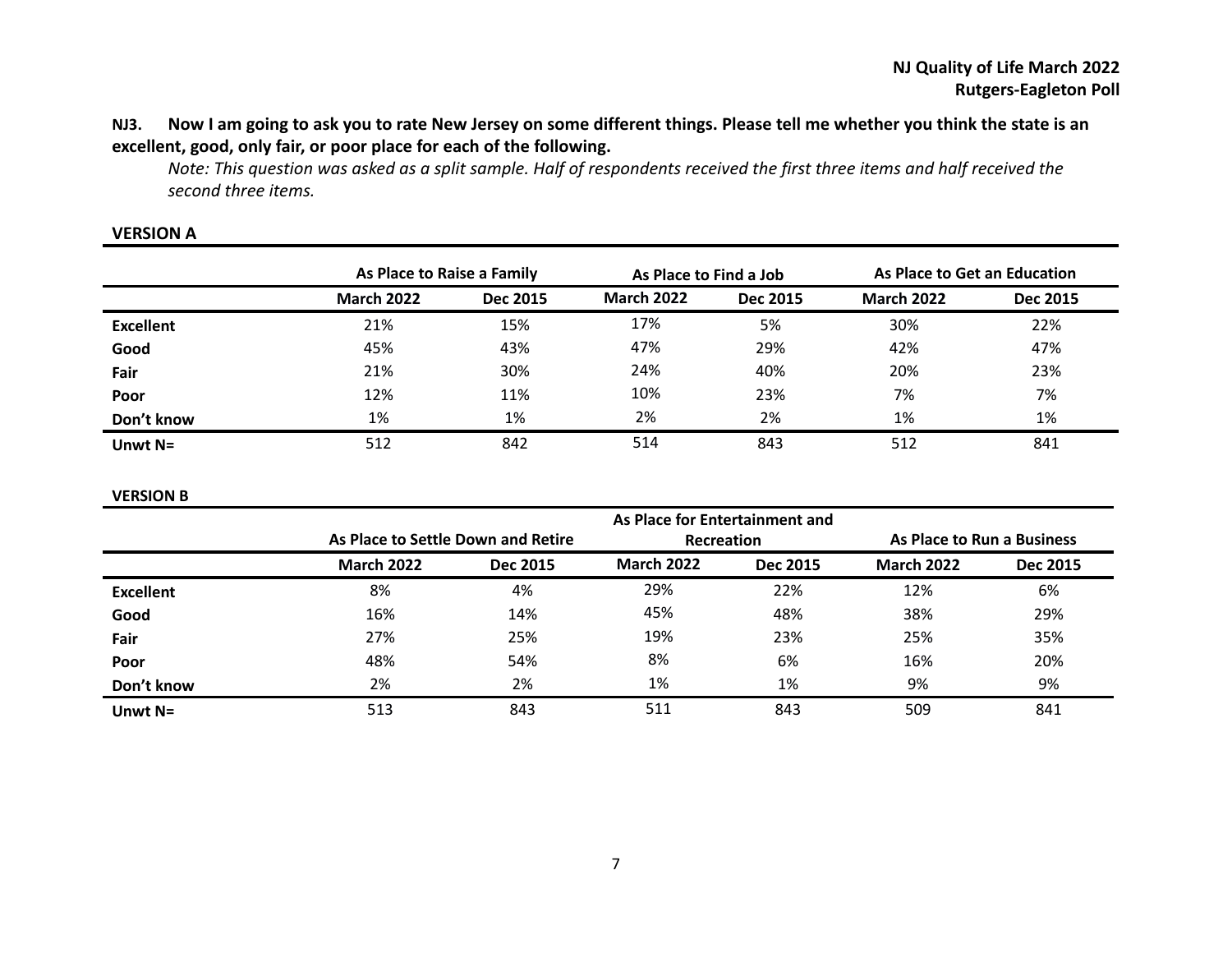**NJ3. Now I am going to ask you to rate New Jersey on some different things. Please tell me whether you think the state is an excellent, good, only fair, or poor place for each of the following.**

*Note: This question was asked as a split sample. Half of respondents received the first three items and half received the second three items.*

**VERSION A**

| | As Place to Raise a Family | | As Place to Find a Job | | As Place to Get an Education | |
|---|---|---|---|---|---|---|
| | **March 2022** | **Dec 2015** | **March 2022** | **Dec 2015** | **March 2022** | **Dec 2015** |
| **Excellent** | 21% | 15% | 17% | 5% | 30% | 22% |
| **Good** | 45% | 43% | 47% | 29% | 42% | 47% |
| **Fair** | 21% | 30% | 24% | 40% | 20% | 23% |
| **Poor** | 12% | 11% | 10% | 23% | 7% | 7% |
| **Don't know** | 1% | 1% | 2% | 2% | 1% | 1% |
| **Unwt N=** | 512 | 842 | 514 | 843 | 512 | 841 |

**VERSION B**

| | As Place to Settle Down and Retire | | As Place for Entertainment and Recreation | | As Place to Run a Business | |
|---|---|---|---|---|---|---|
| | **March 2022** | **Dec 2015** | **March 2022** | **Dec 2015** | **March 2022** | **Dec 2015** |
| **Excellent** | 8% | 4% | 29% | 22% | 12% | 6% |
| **Good** | 16% | 14% | 45% | 48% | 38% | 29% |
| **Fair** | 27% | 25% | 19% | 23% | 25% | 35% |
| **Poor** | 48% | 54% | 8% | 6% | 16% | 20% |
| **Don't know** | 2% | 2% | 1% | 1% | 9% | 9% |
| **Unwt N=** | 513 | 843 | 511 | 843 | 509 | 841 |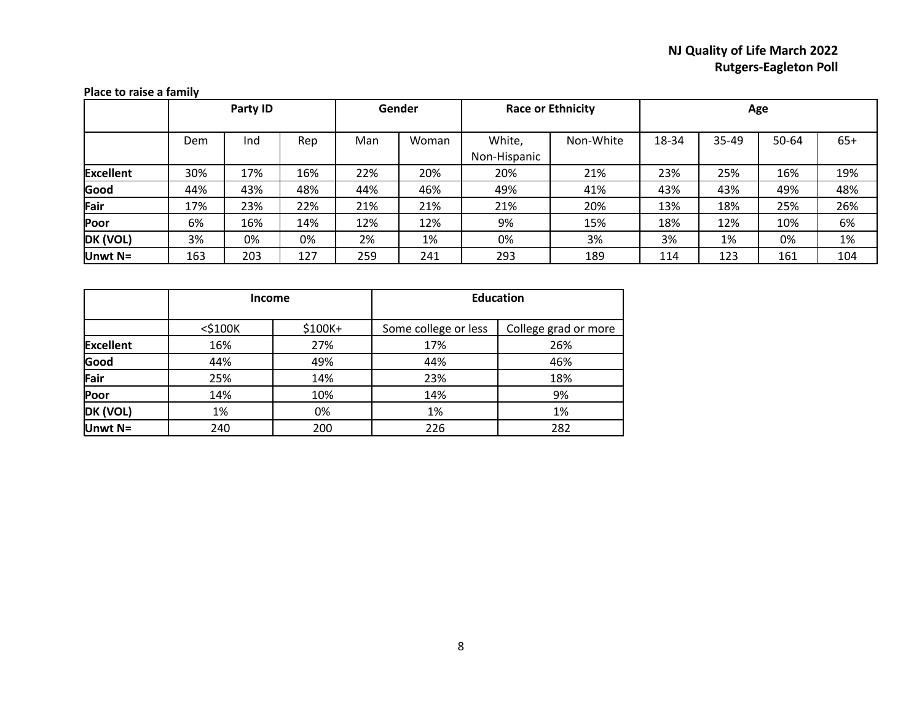**Place to raise a family**

| | Party ID | | | Gender | | Race or Ethnicity | | Age | | | |
|---|---|---|---|---|---|---|---|---|---|---|---|
| | Dem | Ind | Rep | Man | Woman | White, Non-Hispanic | Non-White | 18-34 | 35-49 | 50-64 | 65+ |
| **Excellent** | 30% | 17% | 16% | 22% | 20% | 20% | 21% | 23% | 25% | 16% | 19% |
| **Good** | 44% | 43% | 48% | 44% | 46% | 49% | 41% | 43% | 43% | 49% | 48% |
| **Fair** | 17% | 23% | 22% | 21% | 21% | 21% | 20% | 13% | 18% | 25% | 26% |
| **Poor** | 6% | 16% | 14% | 12% | 12% | 9% | 15% | 18% | 12% | 10% | 6% |
| **DK (VOL)** | 3% | 0% | 0% | 2% | 1% | 0% | 3% | 3% | 1% | 0% | 1% |
| **Unwt N=** | 163 | 203 | 127 | 259 | 241 | 293 | 189 | 114 | 123 | 161 | 104 |

| | Income | | Education | |
|---|---|---|---|---|
| | <$100K | $100K+ | Some college or less | College grad or more |
| **Excellent** | 16% | 27% | 17% | 26% |
| **Good** | 44% | 49% | 44% | 46% |
| **Fair** | 25% | 14% | 23% | 18% |
| **Poor** | 14% | 10% | 14% | 9% |
| **DK (VOL)** | 1% | 0% | 1% | 1% |
| **Unwt N=** | 240 | 200 | 226 | 282 |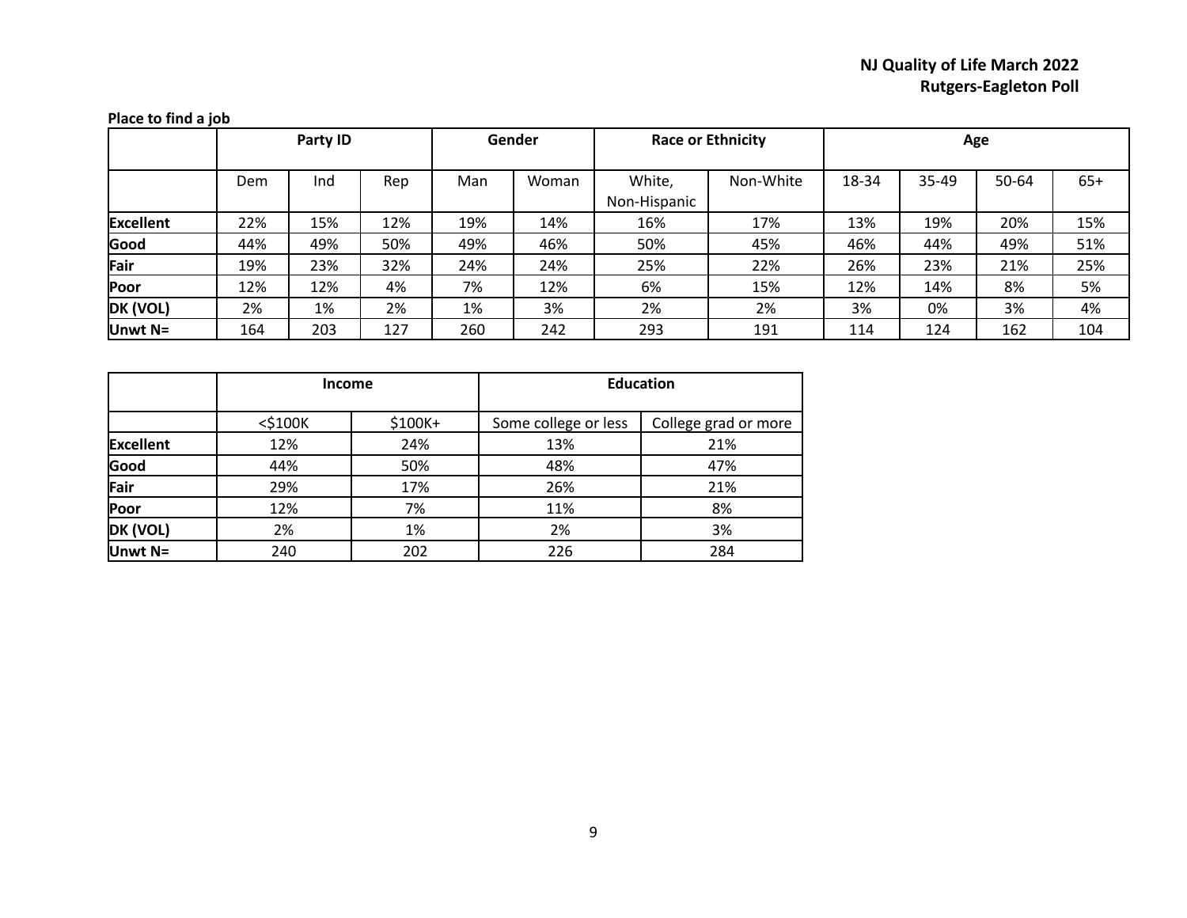**Place to find a job**

| | Party ID | | | Gender | | Race or Ethnicity | | Age | | | |
|---|---|---|---|---|---|---|---|---|---|---|---|
| | Dem | Ind | Rep | Man | Woman | White, Non-Hispanic | Non-White | 18-34 | 35-49 | 50-64 | 65+ |
| **Excellent** | 22% | 15% | 12% | 19% | 14% | 16% | 17% | 13% | 19% | 20% | 15% |
| **Good** | 44% | 49% | 50% | 49% | 46% | 50% | 45% | 46% | 44% | 49% | 51% |
| **Fair** | 19% | 23% | 32% | 24% | 24% | 25% | 22% | 26% | 23% | 21% | 25% |
| **Poor** | 12% | 12% | 4% | 7% | 12% | 6% | 15% | 12% | 14% | 8% | 5% |
| **DK (VOL)** | 2% | 1% | 2% | 1% | 3% | 2% | 2% | 3% | 0% | 3% | 4% |
| **Unwt N=** | 164 | 203 | 127 | 260 | 242 | 293 | 191 | 114 | 124 | 162 | 104 |

| | Income | | Education | |
|---|---|---|---|---|
| | <$100K | $100K+ | Some college or less | College grad or more |
| **Excellent** | 12% | 24% | 13% | 21% |
| **Good** | 44% | 50% | 48% | 47% |
| **Fair** | 29% | 17% | 26% | 21% |
| **Poor** | 12% | 7% | 11% | 8% |
| **DK (VOL)** | 2% | 1% | 2% | 3% |
| **Unwt N=** | 240 | 202 | 226 | 284 |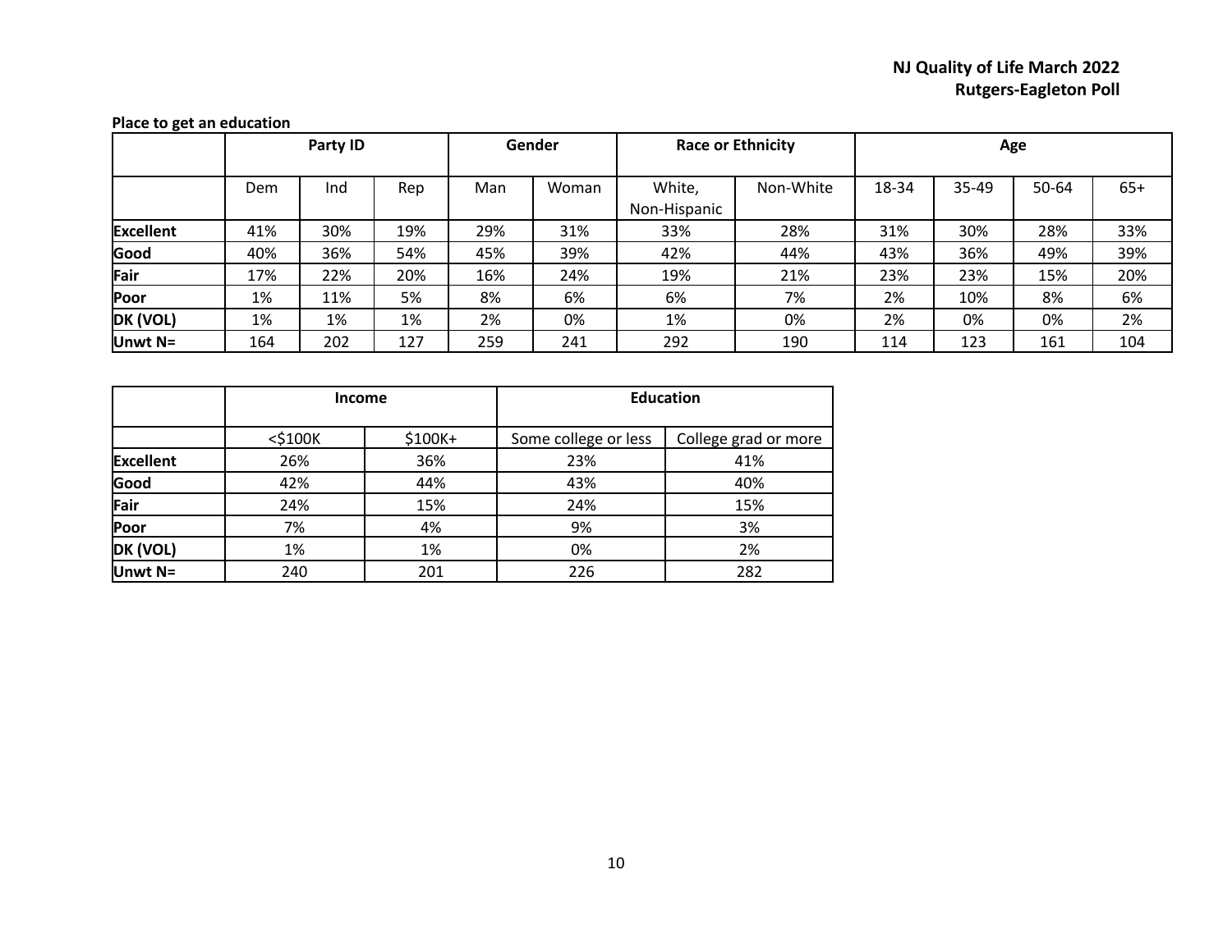**Place to get an education**

| | Party ID | | | Gender | | Race or Ethnicity | | Age | | | |
|---|---|---|---|---|---|---|---|---|---|---|---|
| | Dem | Ind | Rep | Man | Woman | White, Non-Hispanic | Non-White | 18-34 | 35-49 | 50-64 | 65+ |
| **Excellent** | 41% | 30% | 19% | 29% | 31% | 33% | 28% | 31% | 30% | 28% | 33% |
| **Good** | 40% | 36% | 54% | 45% | 39% | 42% | 44% | 43% | 36% | 49% | 39% |
| **Fair** | 17% | 22% | 20% | 16% | 24% | 19% | 21% | 23% | 23% | 15% | 20% |
| **Poor** | 1% | 11% | 5% | 8% | 6% | 6% | 7% | 2% | 10% | 8% | 6% |
| **DK (VOL)** | 1% | 1% | 1% | 2% | 0% | 1% | 0% | 2% | 0% | 0% | 2% |
| **Unwt N=** | 164 | 202 | 127 | 259 | 241 | 292 | 190 | 114 | 123 | 161 | 104 |

| | Income | | Education | |
|---|---|---|---|---|
| | <$100K | $100K+ | Some college or less | College grad or more |
| **Excellent** | 26% | 36% | 23% | 41% |
| **Good** | 42% | 44% | 43% | 40% |
| **Fair** | 24% | 15% | 24% | 15% |
| **Poor** | 7% | 4% | 9% | 3% |
| **DK (VOL)** | 1% | 1% | 0% | 2% |
| **Unwt N=** | 240 | 201 | 226 | 282 |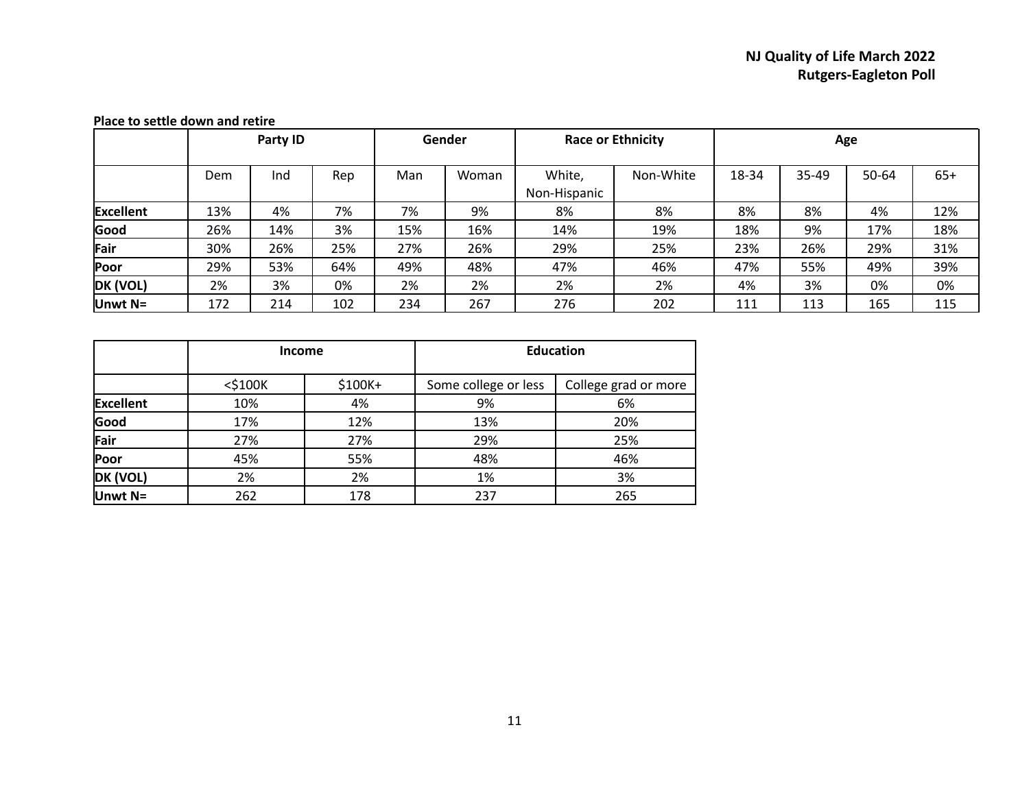**Place to settle down and retire**

| | Party ID | | | Gender | | Race or Ethnicity | | Age | | | |
|---|---|---|---|---|---|---|---|---|---|---|---|
| | Dem | Ind | Rep | Man | Woman | White, Non-Hispanic | Non-White | 18-34 | 35-49 | 50-64 | 65+ |
| **Excellent** | 13% | 4% | 7% | 7% | 9% | 8% | 8% | 8% | 8% | 4% | 12% |
| **Good** | 26% | 14% | 3% | 15% | 16% | 14% | 19% | 18% | 9% | 17% | 18% |
| **Fair** | 30% | 26% | 25% | 27% | 26% | 29% | 25% | 23% | 26% | 29% | 31% |
| **Poor** | 29% | 53% | 64% | 49% | 48% | 47% | 46% | 47% | 55% | 49% | 39% |
| **DK (VOL)** | 2% | 3% | 0% | 2% | 2% | 2% | 2% | 4% | 3% | 0% | 0% |
| **Unwt N=** | 172 | 214 | 102 | 234 | 267 | 276 | 202 | 111 | 113 | 165 | 115 |

| | Income | | Education | |
|---|---|---|---|---|
| | <$100K | $100K+ | Some college or less | College grad or more |
| **Excellent** | 10% | 4% | 9% | 6% |
| **Good** | 17% | 12% | 13% | 20% |
| **Fair** | 27% | 27% | 29% | 25% |
| **Poor** | 45% | 55% | 48% | 46% |
| **DK (VOL)** | 2% | 2% | 1% | 3% |
| **Unwt N=** | 262 | 178 | 237 | 265 |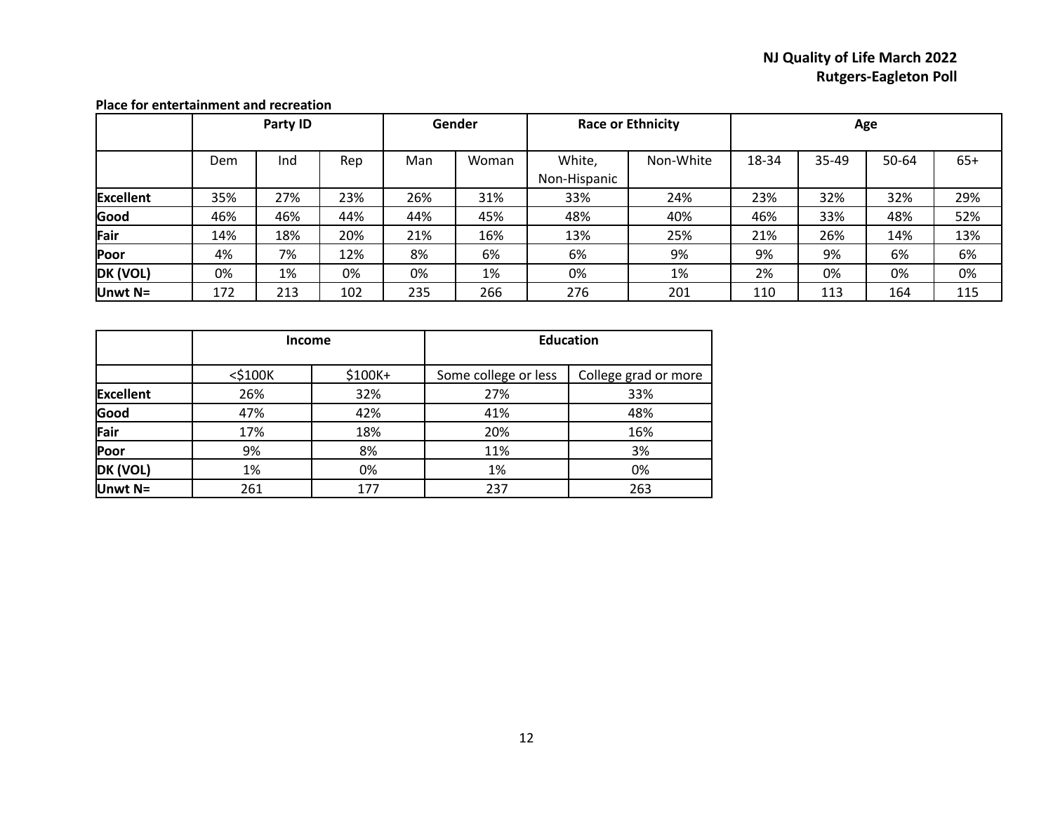**Place for entertainment and recreation**

| | Party ID | | | Gender | | Race or Ethnicity | | Age | | | |
|---|---|---|---|---|---|---|---|---|---|---|---|
| | Dem | Ind | Rep | Man | Woman | White, Non-Hispanic | Non-White | 18-34 | 35-49 | 50-64 | 65+ |
| **Excellent** | 35% | 27% | 23% | 26% | 31% | 33% | 24% | 23% | 32% | 32% | 29% |
| **Good** | 46% | 46% | 44% | 44% | 45% | 48% | 40% | 46% | 33% | 48% | 52% |
| **Fair** | 14% | 18% | 20% | 21% | 16% | 13% | 25% | 21% | 26% | 14% | 13% |
| **Poor** | 4% | 7% | 12% | 8% | 6% | 6% | 9% | 9% | 9% | 6% | 6% |
| **DK (VOL)** | 0% | 1% | 0% | 0% | 1% | 0% | 1% | 2% | 0% | 0% | 0% |
| **Unwt N=** | 172 | 213 | 102 | 235 | 266 | 276 | 201 | 110 | 113 | 164 | 115 |

| | Income | | Education | |
|---|---|---|---|---|
| | <$100K | $100K+ | Some college or less | College grad or more |
| **Excellent** | 26% | 32% | 27% | 33% |
| **Good** | 47% | 42% | 41% | 48% |
| **Fair** | 17% | 18% | 20% | 16% |
| **Poor** | 9% | 8% | 11% | 3% |
| **DK (VOL)** | 1% | 0% | 1% | 0% |
| **Unwt N=** | 261 | 177 | 237 | 263 |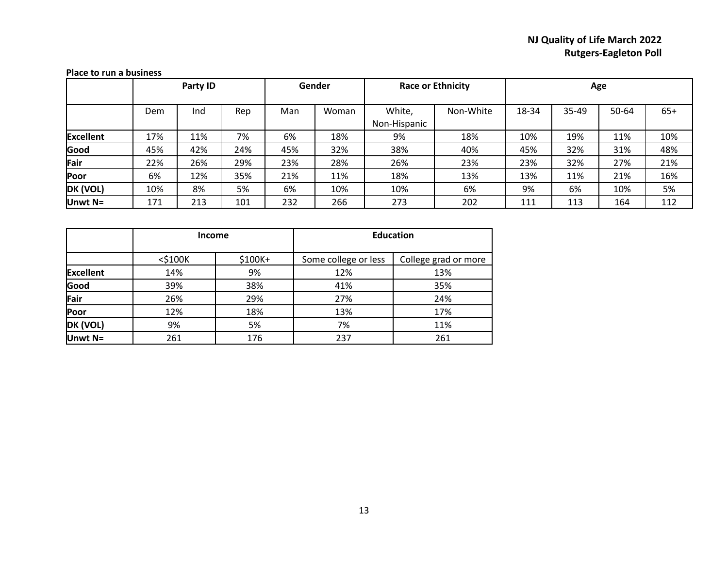**Place to run a business**

| | Party ID | | | Gender | | Race or Ethnicity | | Age | | | |
|---|---|---|---|---|---|---|---|---|---|---|---|
| | Dem | Ind | Rep | Man | Woman | White, Non-Hispanic | Non-White | 18-34 | 35-49 | 50-64 | 65+ |
| **Excellent** | 17% | 11% | 7% | 6% | 18% | 9% | 18% | 10% | 19% | 11% | 10% |
| **Good** | 45% | 42% | 24% | 45% | 32% | 38% | 40% | 45% | 32% | 31% | 48% |
| **Fair** | 22% | 26% | 29% | 23% | 28% | 26% | 23% | 23% | 32% | 27% | 21% |
| **Poor** | 6% | 12% | 35% | 21% | 11% | 18% | 13% | 13% | 11% | 21% | 16% |
| **DK (VOL)** | 10% | 8% | 5% | 6% | 10% | 10% | 6% | 9% | 6% | 10% | 5% |
| **Unwt N=** | 171 | 213 | 101 | 232 | 266 | 273 | 202 | 111 | 113 | 164 | 112 |

| | Income | | Education | |
|---|---|---|---|---|
| | <$100K | $100K+ | Some college or less | College grad or more |
| **Excellent** | 14% | 9% | 12% | 13% |
| **Good** | 39% | 38% | 41% | 35% |
| **Fair** | 26% | 29% | 27% | 24% |
| **Poor** | 12% | 18% | 13% | 17% |
| **DK (VOL)** | 9% | 5% | 7% | 11% |
| **Unwt N=** | 261 | 176 | 237 | 261 |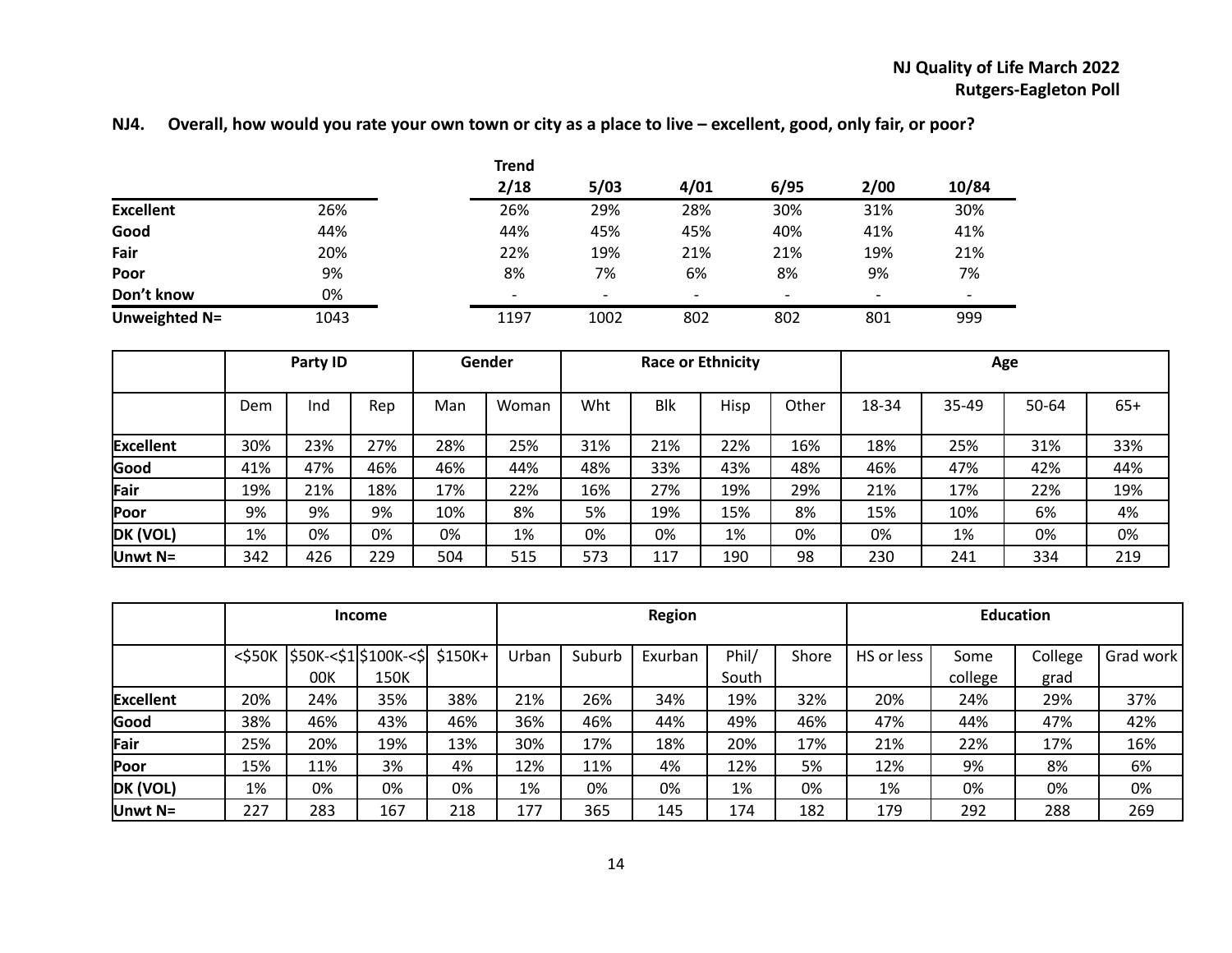**NJ4. Overall, how would you rate your own town or city as a place to live – excellent, good, only fair, or poor?**

| | | Trend 2/18 | 5/03 | 4/01 | 6/95 | 2/00 | 10/84 |
|---|---|---|---|---|---|---|---|
| **Excellent** | 26% | 26% | 29% | 28% | 30% | 31% | 30% |
| **Good** | 44% | 44% | 45% | 45% | 40% | 41% | 41% |
| **Fair** | 20% | 22% | 19% | 21% | 21% | 19% | 21% |
| **Poor** | 9% | 8% | 7% | 6% | 8% | 9% | 7% |
| **Don't know** | 0% | - | - | - | - | - | - |
| **Unweighted N=** | 1043 | 1197 | 1002 | 802 | 802 | 801 | 999 |

| | Party ID | | | Gender | | Race or Ethnicity | | | | Age | | | |
|---|---|---|---|---|---|---|---|---|---|---|---|---|---|
| | Dem | Ind | Rep | Man | Woman | Wht | Blk | Hisp | Other | 18-34 | 35-49 | 50-64 | 65+ |
| **Excellent** | 30% | 23% | 27% | 28% | 25% | 31% | 21% | 22% | 16% | 18% | 25% | 31% | 33% |
| **Good** | 41% | 47% | 46% | 46% | 44% | 48% | 33% | 43% | 48% | 46% | 47% | 42% | 44% |
| **Fair** | 19% | 21% | 18% | 17% | 22% | 16% | 27% | 19% | 29% | 21% | 17% | 22% | 19% |
| **Poor** | 9% | 9% | 9% | 10% | 8% | 5% | 19% | 15% | 8% | 15% | 10% | 6% | 4% |
| **DK (VOL)** | 1% | 0% | 0% | 0% | 1% | 0% | 0% | 1% | 0% | 0% | 1% | 0% | 0% |
| **Unwt N=** | 342 | 426 | 229 | 504 | 515 | 573 | 117 | 190 | 98 | 230 | 241 | 334 | 219 |

| | Income | | | | Region | | | | | Education | | | |
|---|---|---|---|---|---|---|---|---|---|---|---|---|---|
| | <$50K | $50K-<$100K | $100K-<$150K | $150K+ | Urban | Suburb | Exurban | Phil/ South | Shore | HS or less | Some college | College grad | Grad work |
| **Excellent** | 20% | 24% | 35% | 38% | 21% | 26% | 34% | 19% | 32% | 20% | 24% | 29% | 37% |
| **Good** | 38% | 46% | 43% | 46% | 36% | 46% | 44% | 49% | 46% | 47% | 44% | 47% | 42% |
| **Fair** | 25% | 20% | 19% | 13% | 30% | 17% | 18% | 20% | 17% | 21% | 22% | 17% | 16% |
| **Poor** | 15% | 11% | 3% | 4% | 12% | 11% | 4% | 12% | 5% | 12% | 9% | 8% | 6% |
| **DK (VOL)** | 1% | 0% | 0% | 0% | 1% | 0% | 0% | 1% | 0% | 1% | 0% | 0% | 0% |
| **Unwt N=** | 227 | 283 | 167 | 218 | 177 | 365 | 145 | 174 | 182 | 179 | 292 | 288 | 269 |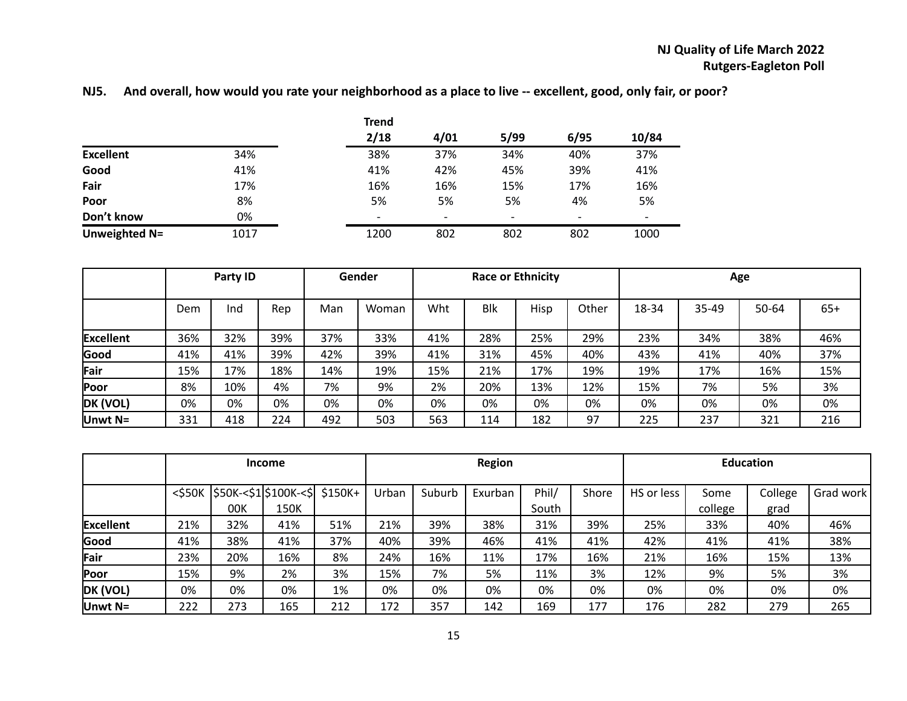**NJ Quality of Life March 2022**
**Rutgers-Eagleton Poll**

**NJ5. And overall, how would you rate your neighborhood as a place to live -- excellent, good, only fair, or poor?**

| | | Trend 2/18 | 4/01 | 5/99 | 6/95 | 10/84 |
|---|---|---|---|---|---|---|
| **Excellent** | 34% | 38% | 37% | 34% | 40% | 37% |
| **Good** | 41% | 41% | 42% | 45% | 39% | 41% |
| **Fair** | 17% | 16% | 16% | 15% | 17% | 16% |
| **Poor** | 8% | 5% | 5% | 5% | 4% | 5% |
| **Don't know** | 0% | - | - | - | - | - |
| **Unweighted N=** | 1017 | 1200 | 802 | 802 | 802 | 1000 |

| | Party ID | | | Gender | | Race or Ethnicity | | | | Age | | | |
|---|---|---|---|---|---|---|---|---|---|---|---|---|---|
| | Dem | Ind | Rep | Man | Woman | Wht | Blk | Hisp | Other | 18-34 | 35-49 | 50-64 | 65+ |
| **Excellent** | 36% | 32% | 39% | 37% | 33% | 41% | 28% | 25% | 29% | 23% | 34% | 38% | 46% |
| **Good** | 41% | 41% | 39% | 42% | 39% | 41% | 31% | 45% | 40% | 43% | 41% | 40% | 37% |
| **Fair** | 15% | 17% | 18% | 14% | 19% | 15% | 21% | 17% | 19% | 19% | 17% | 16% | 15% |
| **Poor** | 8% | 10% | 4% | 7% | 9% | 2% | 20% | 13% | 12% | 15% | 7% | 5% | 3% |
| **DK (VOL)** | 0% | 0% | 0% | 0% | 0% | 0% | 0% | 0% | 0% | 0% | 0% | 0% | 0% |
| **Unwt N=** | 331 | 418 | 224 | 492 | 503 | 563 | 114 | 182 | 97 | 225 | 237 | 321 | 216 |

| | Income | | | | Region | | | | | Education | | | |
|---|---|---|---|---|---|---|---|---|---|---|---|---|---|
| | <$50K | $50K-<$100K | $100K-<$150K | $150K+ | Urban | Suburb | Exurban | Phil/South | Shore | HS or less | Some college | College grad | Grad work |
| **Excellent** | 21% | 32% | 41% | 51% | 21% | 39% | 38% | 31% | 39% | 25% | 33% | 40% | 46% |
| **Good** | 41% | 38% | 41% | 37% | 40% | 39% | 46% | 41% | 41% | 42% | 41% | 41% | 38% |
| **Fair** | 23% | 20% | 16% | 8% | 24% | 16% | 11% | 17% | 16% | 21% | 16% | 15% | 13% |
| **Poor** | 15% | 9% | 2% | 3% | 15% | 7% | 5% | 11% | 3% | 12% | 9% | 5% | 3% |
| **DK (VOL)** | 0% | 0% | 0% | 1% | 0% | 0% | 0% | 0% | 0% | 0% | 0% | 0% | 0% |
| **Unwt N=** | 222 | 273 | 165 | 212 | 172 | 357 | 142 | 169 | 177 | 176 | 282 | 279 | 265 |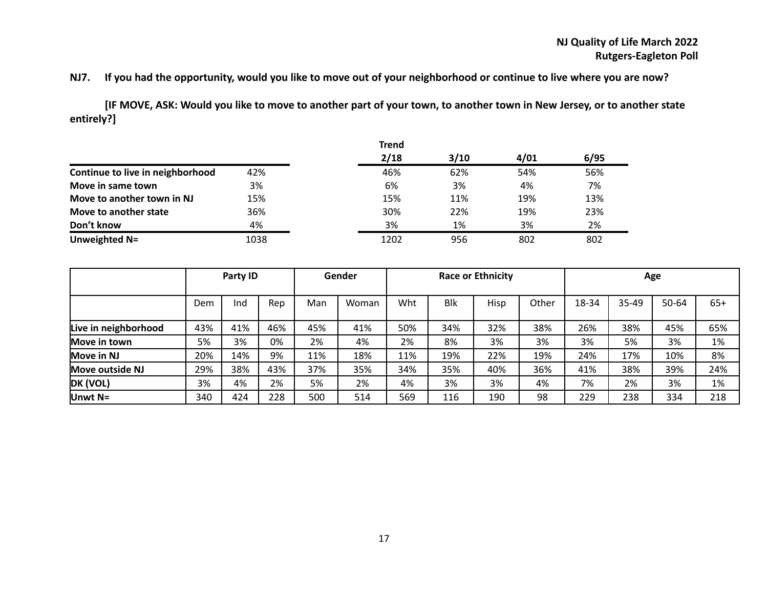**NJ7. If you had the opportunity, would you like to move out of your neighborhood or continue to live where you are now?**

**[IF MOVE, ASK: Would you like to move to another part of your town, to another town in New Jersey, or to another state entirely?]**

| | | Trend 2/18 | 3/10 | 4/01 | 6/95 |
|---|---|---|---|---|---|
| **Continue to live in neighborhood** | 42% | 46% | 62% | 54% | 56% |
| **Move in same town** | 3% | 6% | 3% | 4% | 7% |
| **Move to another town in NJ** | 15% | 15% | 11% | 19% | 13% |
| **Move to another state** | 36% | 30% | 22% | 19% | 23% |
| **Don't know** | 4% | 3% | 1% | 3% | 2% |
| **Unweighted N=** | 1038 | 1202 | 956 | 802 | 802 |

| | Party ID | | | Gender | | Race or Ethnicity | | | | Age | | | |
|---|---|---|---|---|---|---|---|---|---|---|---|---|---|
| | Dem | Ind | Rep | Man | Woman | Wht | Blk | Hisp | Other | 18-34 | 35-49 | 50-64 | 65+ |
| **Live in neighborhood** | 43% | 41% | 46% | 45% | 41% | 50% | 34% | 32% | 38% | 26% | 38% | 45% | 65% |
| **Move in town** | 5% | 3% | 0% | 2% | 4% | 2% | 8% | 3% | 3% | 3% | 5% | 3% | 1% |
| **Move in NJ** | 20% | 14% | 9% | 11% | 18% | 11% | 19% | 22% | 19% | 24% | 17% | 10% | 8% |
| **Move outside NJ** | 29% | 38% | 43% | 37% | 35% | 34% | 35% | 40% | 36% | 41% | 38% | 39% | 24% |
| **DK (VOL)** | 3% | 4% | 2% | 5% | 2% | 4% | 3% | 3% | 4% | 7% | 2% | 3% | 1% |
| **Unwt N=** | 340 | 424 | 228 | 500 | 514 | 569 | 116 | 190 | 98 | 229 | 238 | 334 | 218 |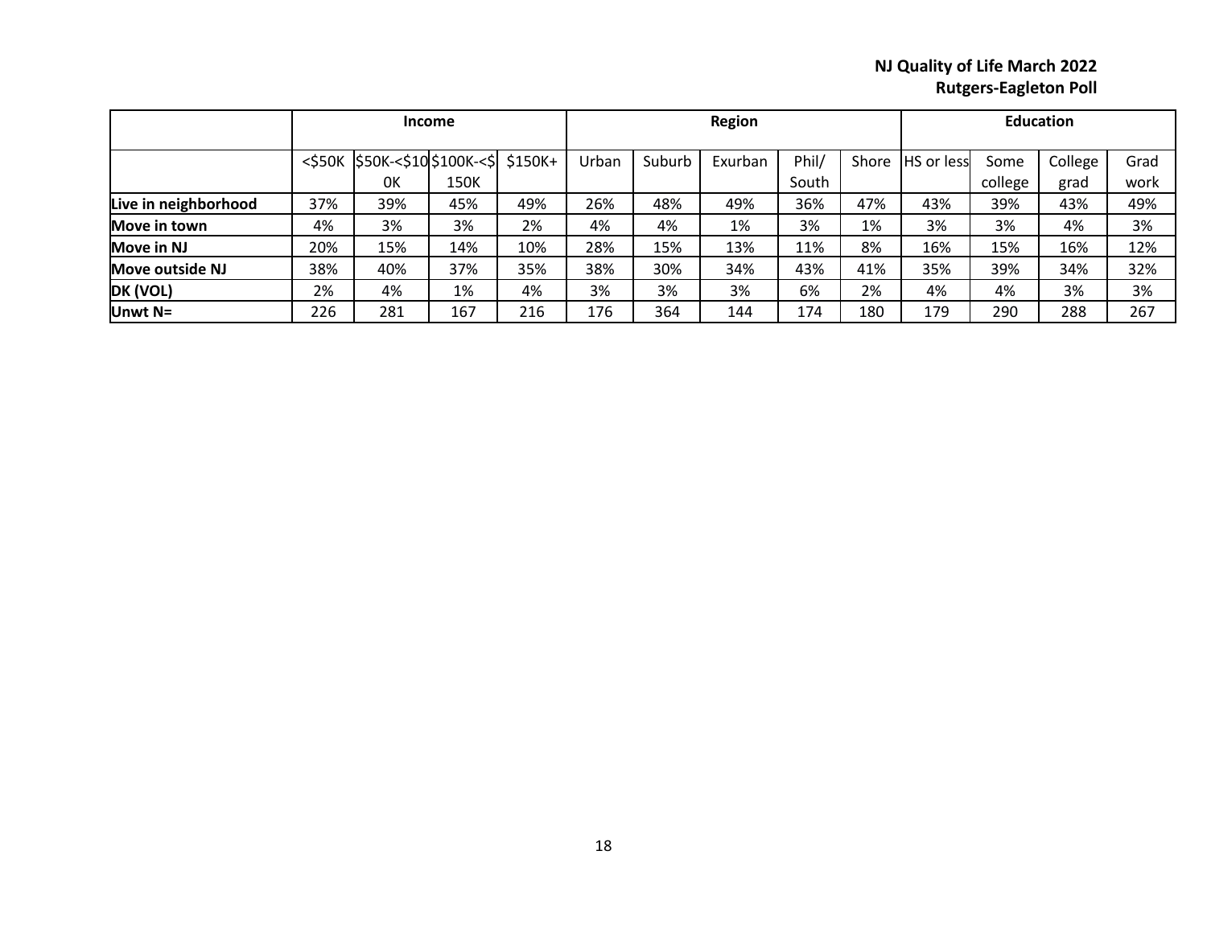NJ Quality of Life March 2022
Rutgers-Eagleton Poll

| | Income | | | | Region | | | | | Education | | | |
|---|---|---|---|---|---|---|---|---|---|---|---|---|---|
| | <$50K | $50K-<$100K | $100K-<$150K | $150K+ | Urban | Suburb | Exurban | Phil/South | Shore | HS or less | Some college | College grad | Grad work |
| **Live in neighborhood** | 37% | 39% | 45% | 49% | 26% | 48% | 49% | 36% | 47% | 43% | 39% | 43% | 49% |
| **Move in town** | 4% | 3% | 3% | 2% | 4% | 4% | 1% | 3% | 1% | 3% | 3% | 4% | 3% |
| **Move in NJ** | 20% | 15% | 14% | 10% | 28% | 15% | 13% | 11% | 8% | 16% | 15% | 16% | 12% |
| **Move outside NJ** | 38% | 40% | 37% | 35% | 38% | 30% | 34% | 43% | 41% | 35% | 39% | 34% | 32% |
| **DK (VOL)** | 2% | 4% | 1% | 4% | 3% | 3% | 3% | 6% | 2% | 4% | 4% | 3% | 3% |
| **Unwt N=** | 226 | 281 | 167 | 216 | 176 | 364 | 144 | 174 | 180 | 179 | 290 | 288 | 267 |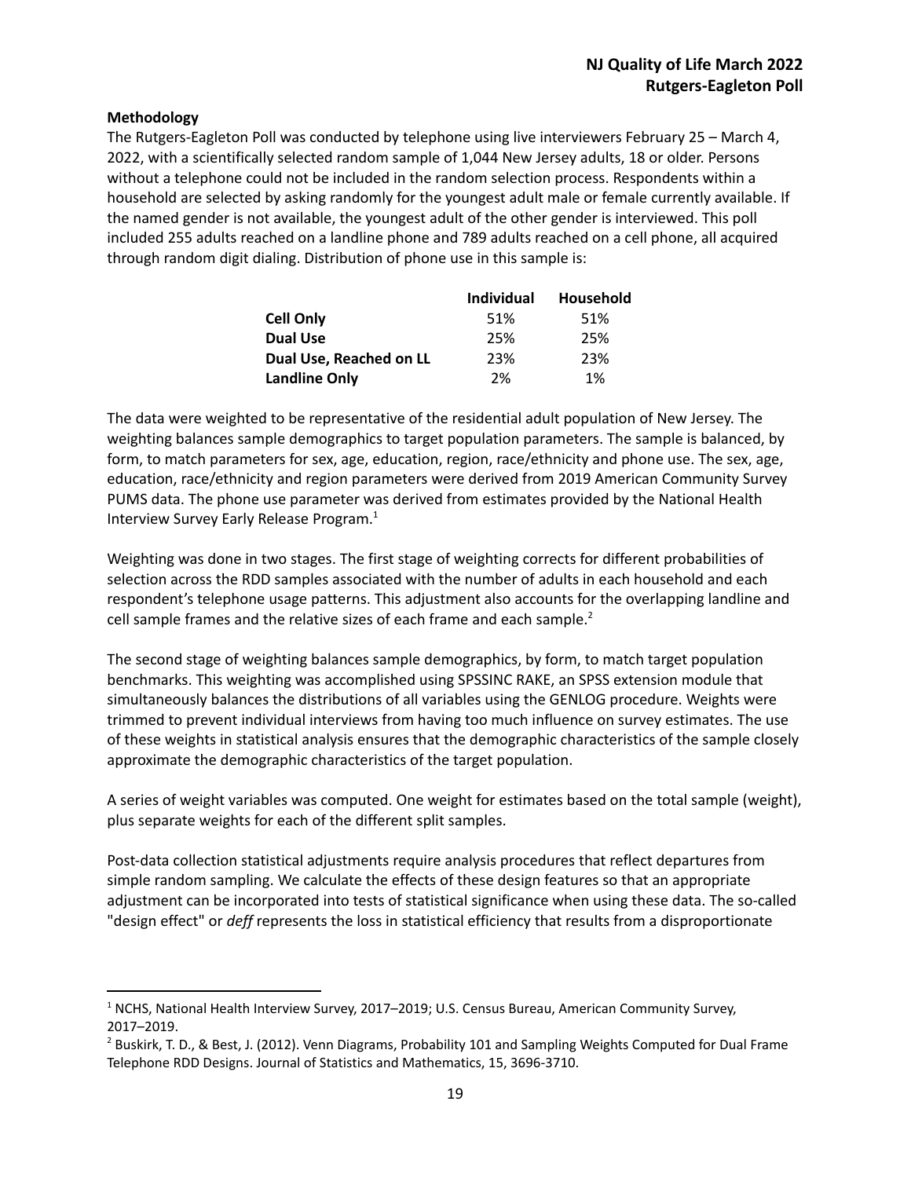**Methodology**

The Rutgers-Eagleton Poll was conducted by telephone using live interviewers February 25 – March 4, 2022, with a scientifically selected random sample of 1,044 New Jersey adults, 18 or older. Persons without a telephone could not be included in the random selection process. Respondents within a household are selected by asking randomly for the youngest adult male or female currently available. If the named gender is not available, the youngest adult of the other gender is interviewed. This poll included 255 adults reached on a landline phone and 789 adults reached on a cell phone, all acquired through random digit dialing. Distribution of phone use in this sample is:

| | Individual | Household |
|---|---|---|
| **Cell Only** | 51% | 51% |
| **Dual Use** | 25% | 25% |
| **Dual Use, Reached on LL** | 23% | 23% |
| **Landline Only** | 2% | 1% |

The data were weighted to be representative of the residential adult population of New Jersey. The weighting balances sample demographics to target population parameters. The sample is balanced, by form, to match parameters for sex, age, education, region, race/ethnicity and phone use. The sex, age, education, race/ethnicity and region parameters were derived from 2019 American Community Survey PUMS data. The phone use parameter was derived from estimates provided by the National Health Interview Survey Early Release Program.[1]

Weighting was done in two stages. The first stage of weighting corrects for different probabilities of selection across the RDD samples associated with the number of adults in each household and each respondent's telephone usage patterns. This adjustment also accounts for the overlapping landline and cell sample frames and the relative sizes of each frame and each sample.[2]

The second stage of weighting balances sample demographics, by form, to match target population benchmarks. This weighting was accomplished using SPSSINC RAKE, an SPSS extension module that simultaneously balances the distributions of all variables using the GENLOG procedure. Weights were trimmed to prevent individual interviews from having too much influence on survey estimates. The use of these weights in statistical analysis ensures that the demographic characteristics of the sample closely approximate the demographic characteristics of the target population.

A series of weight variables was computed. One weight for estimates based on the total sample (weight), plus separate weights for each of the different split samples.

Post-data collection statistical adjustments require analysis procedures that reflect departures from simple random sampling. We calculate the effects of these design features so that an appropriate adjustment can be incorporated into tests of statistical significance when using these data. The so-called "design effect" or *deff* represents the loss in statistical efficiency that results from a disproportionate

---

[1] NCHS, National Health Interview Survey, 2017–2019; U.S. Census Bureau, American Community Survey, 2017–2019.

[2] Buskirk, T. D., & Best, J. (2012). Venn Diagrams, Probability 101 and Sampling Weights Computed for Dual Frame Telephone RDD Designs. Journal of Statistics and Mathematics, 15, 3696-3710.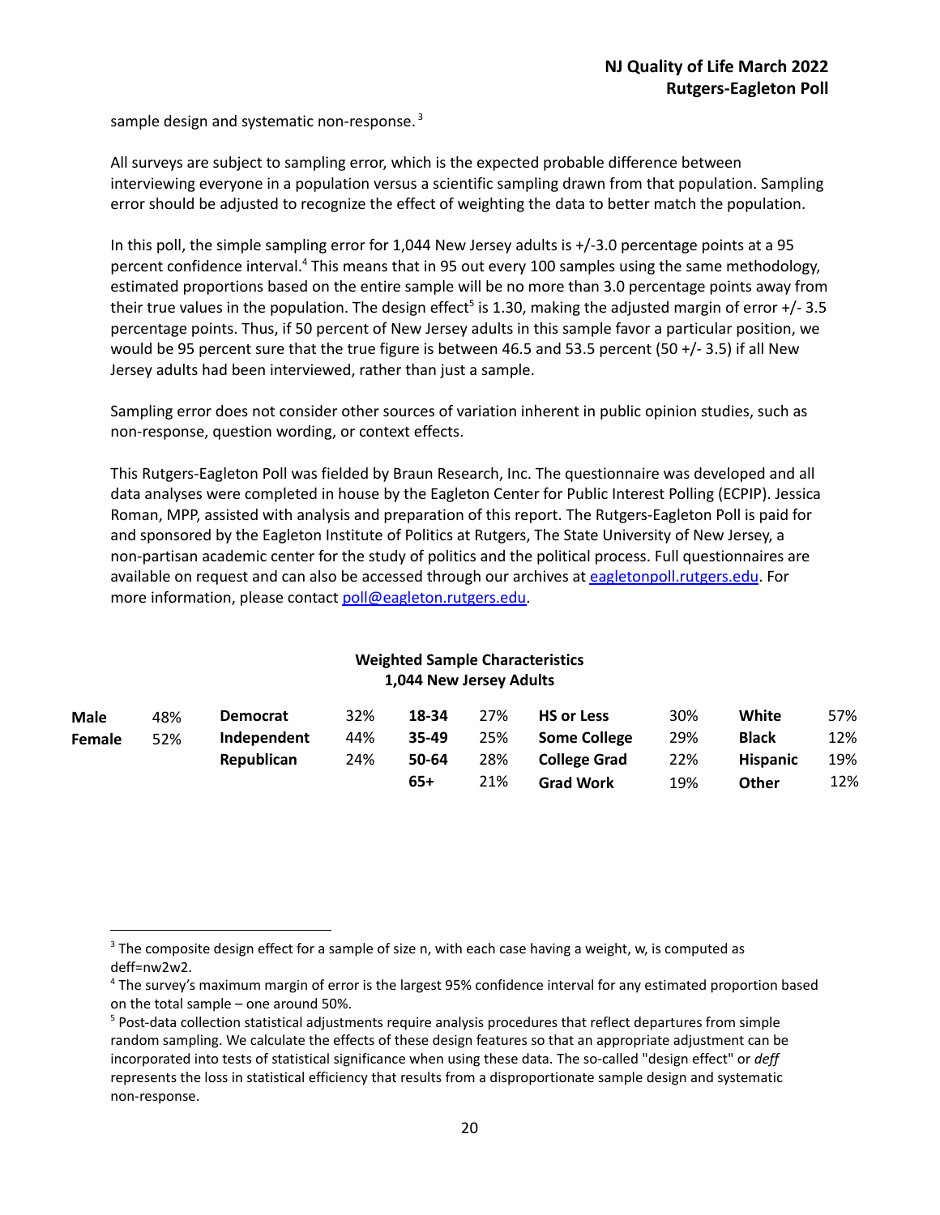sample design and systematic non-response. [3]

All surveys are subject to sampling error, which is the expected probable difference between interviewing everyone in a population versus a scientific sampling drawn from that population. Sampling error should be adjusted to recognize the effect of weighting the data to better match the population.

In this poll, the simple sampling error for 1,044 New Jersey adults is +/-3.0 percentage points at a 95 percent confidence interval.[4] This means that in 95 out every 100 samples using the same methodology, estimated proportions based on the entire sample will be no more than 3.0 percentage points away from their true values in the population. The design effect[5] is 1.30, making the adjusted margin of error +/- 3.5 percentage points. Thus, if 50 percent of New Jersey adults in this sample favor a particular position, we would be 95 percent sure that the true figure is between 46.5 and 53.5 percent (50 +/- 3.5) if all New Jersey adults had been interviewed, rather than just a sample.

Sampling error does not consider other sources of variation inherent in public opinion studies, such as non-response, question wording, or context effects.

This Rutgers-Eagleton Poll was fielded by Braun Research, Inc. The questionnaire was developed and all data analyses were completed in house by the Eagleton Center for Public Interest Polling (ECPIP). Jessica Roman, MPP, assisted with analysis and preparation of this report. The Rutgers-Eagleton Poll is paid for and sponsored by the Eagleton Institute of Politics at Rutgers, The State University of New Jersey, a non-partisan academic center for the study of politics and the political process. Full questionnaires are available on request and can also be accessed through our archives at eagletonpoll.rutgers.edu. For more information, please contact poll@eagleton.rutgers.edu.

**Weighted Sample Characteristics**
**1,044 New Jersey Adults**

| | | | | | | | | | |
|---|---|---|---|---|---|---|---|---|---|
| **Male** | 48% | **Democrat** | 32% | **18-34** | 27% | **HS or Less** | 30% | **White** | 57% |
| **Female** | 52% | **Independent** | 44% | **35-49** | 25% | **Some College** | 29% | **Black** | 12% |
| | | **Republican** | 24% | **50-64** | 28% | **College Grad** | 22% | **Hispanic** | 19% |
| | | | | **65+** | 21% | **Grad Work** | 19% | **Other** | 12% |

[3] The composite design effect for a sample of size n, with each case having a weight, w, is computed as deff=nw2w2.

[4] The survey's maximum margin of error is the largest 95% confidence interval for any estimated proportion based on the total sample – one around 50%.

[5] Post-data collection statistical adjustments require analysis procedures that reflect departures from simple random sampling. We calculate the effects of these design features so that an appropriate adjustment can be incorporated into tests of statistical significance when using these data. The so-called "design effect" or *deff* represents the loss in statistical efficiency that results from a disproportionate sample design and systematic non-response.